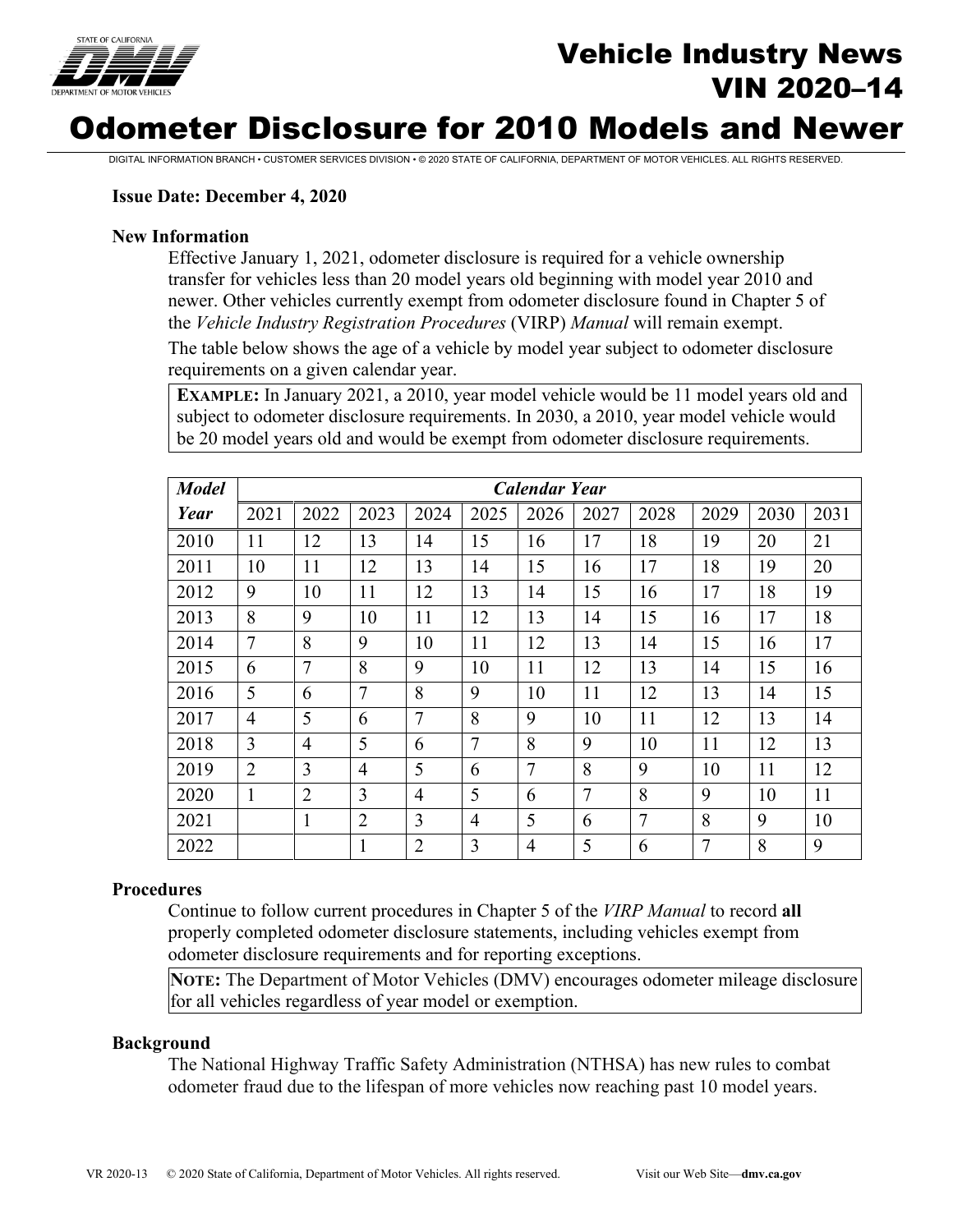# Vehicle Industry News
# VIN 2020–14
# Odometer Disclosure for 2010 Models and Newer

DIGITAL INFORMATION BRANCH • CUSTOMER SERVICES DIVISION • © 2020 STATE OF CALIFORNIA, DEPARTMENT OF MOTOR VEHICLES. ALL RIGHTS RESERVED.

**Issue Date: December 4, 2020**

### New Information

Effective January 1, 2021, odometer disclosure is required for a vehicle ownership transfer for vehicles less than 20 model years old beginning with model year 2010 and newer. Other vehicles currently exempt from odometer disclosure found in Chapter 5 of the *Vehicle Industry Registration Procedures* (VIRP) *Manual* will remain exempt.

The table below shows the age of a vehicle by model year subject to odometer disclosure requirements on a given calendar year.

> **EXAMPLE:** In January 2021, a 2010, year model vehicle would be 11 model years old and subject to odometer disclosure requirements. In 2030, a 2010, year model vehicle would be 20 model years old and would be exempt from odometer disclosure requirements.

| *Model Year* | *Calendar Year* | | | | | | | | | | |
|---|---|---|---|---|---|---|---|---|---|---|---|
| | 2021 | 2022 | 2023 | 2024 | 2025 | 2026 | 2027 | 2028 | 2029 | 2030 | 2031 |
| 2010 | 11 | 12 | 13 | 14 | 15 | 16 | 17 | 18 | 19 | 20 | 21 |
| 2011 | 10 | 11 | 12 | 13 | 14 | 15 | 16 | 17 | 18 | 19 | 20 |
| 2012 | 9 | 10 | 11 | 12 | 13 | 14 | 15 | 16 | 17 | 18 | 19 |
| 2013 | 8 | 9 | 10 | 11 | 12 | 13 | 14 | 15 | 16 | 17 | 18 |
| 2014 | 7 | 8 | 9 | 10 | 11 | 12 | 13 | 14 | 15 | 16 | 17 |
| 2015 | 6 | 7 | 8 | 9 | 10 | 11 | 12 | 13 | 14 | 15 | 16 |
| 2016 | 5 | 6 | 7 | 8 | 9 | 10 | 11 | 12 | 13 | 14 | 15 |
| 2017 | 4 | 5 | 6 | 7 | 8 | 9 | 10 | 11 | 12 | 13 | 14 |
| 2018 | 3 | 4 | 5 | 6 | 7 | 8 | 9 | 10 | 11 | 12 | 13 |
| 2019 | 2 | 3 | 4 | 5 | 6 | 7 | 8 | 9 | 10 | 11 | 12 |
| 2020 | 1 | 2 | 3 | 4 | 5 | 6 | 7 | 8 | 9 | 10 | 11 |
| 2021 | | 1 | 2 | 3 | 4 | 5 | 6 | 7 | 8 | 9 | 10 |
| 2022 | | | 1 | 2 | 3 | 4 | 5 | 6 | 7 | 8 | 9 |

### Procedures

Continue to follow current procedures in Chapter 5 of the *VIRP Manual* to record **all** properly completed odometer disclosure statements, including vehicles exempt from odometer disclosure requirements and for reporting exceptions.

> **NOTE:** The Department of Motor Vehicles (DMV) encourages odometer mileage disclosure for all vehicles regardless of year model or exemption.

### Background

The National Highway Traffic Safety Administration (NTHSA) has new rules to combat odometer fraud due to the lifespan of more vehicles now reaching past 10 model years.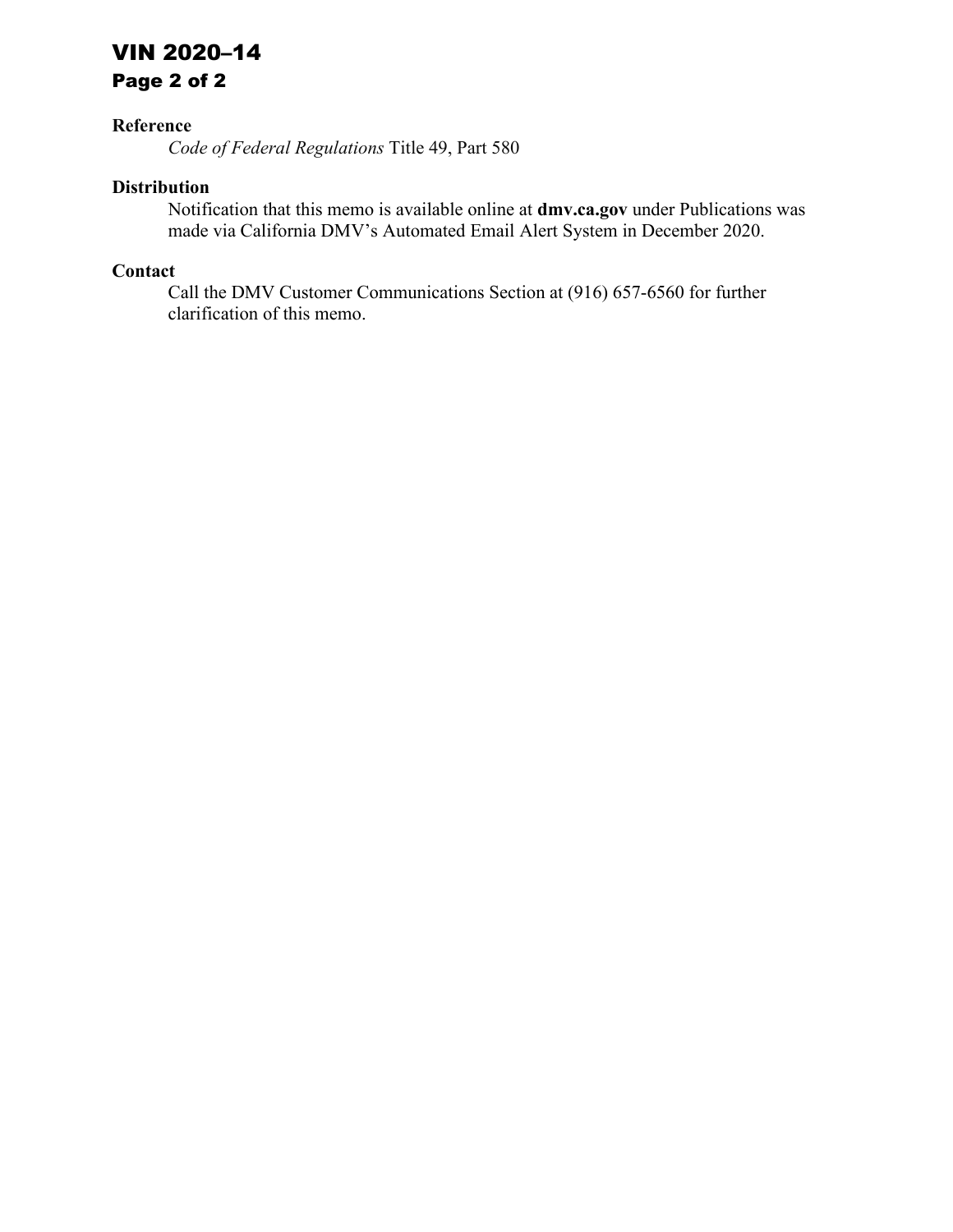**Reference**

*Code of Federal Regulations* Title 49, Part 580

**Distribution**

Notification that this memo is available online at **dmv.ca.gov** under Publications was made via California DMV's Automated Email Alert System in December 2020.

**Contact**

Call the DMV Customer Communications Section at (916) 657-6560 for further clarification of this memo.